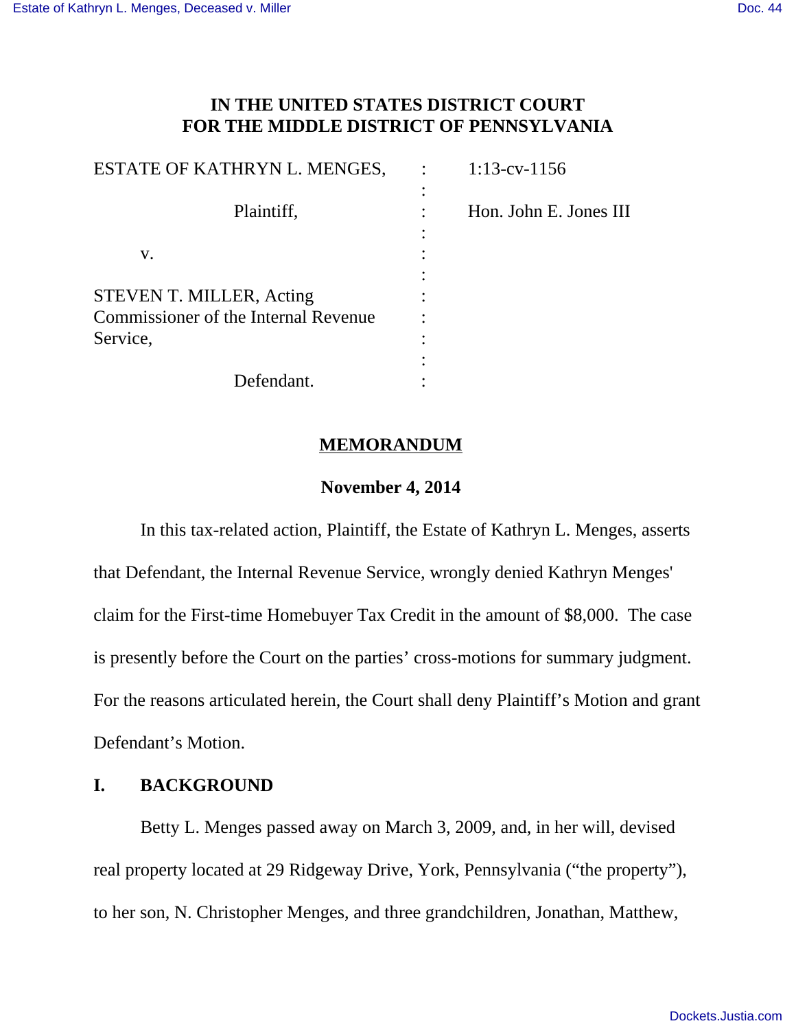# IN THE UNITED STATES DISTRICT COURT FOR THE MIDDLE DISTRICT OF PENNSYLVANIA

| | | |
|---|---|---|
| ESTATE OF KATHRYN L. MENGES, | : | 1:13-cv-1156 |
| Plaintiff, | : | Hon. John E. Jones III |
| v. | : | |
| STEVEN T. MILLER, Acting Commissioner of the Internal Revenue Service, | : | |
| Defendant. | : | |

## MEMORANDUM

**November 4, 2014**

In this tax-related action, Plaintiff, the Estate of Kathryn L. Menges, asserts that Defendant, the Internal Revenue Service, wrongly denied Kathryn Menges' claim for the First-time Homebuyer Tax Credit in the amount of $8,000. The case is presently before the Court on the parties' cross-motions for summary judgment. For the reasons articulated herein, the Court shall deny Plaintiff's Motion and grant Defendant's Motion.

## I. BACKGROUND

Betty L. Menges passed away on March 3, 2009, and, in her will, devised real property located at 29 Ridgeway Drive, York, Pennsylvania ("the property"), to her son, N. Christopher Menges, and three grandchildren, Jonathan, Matthew,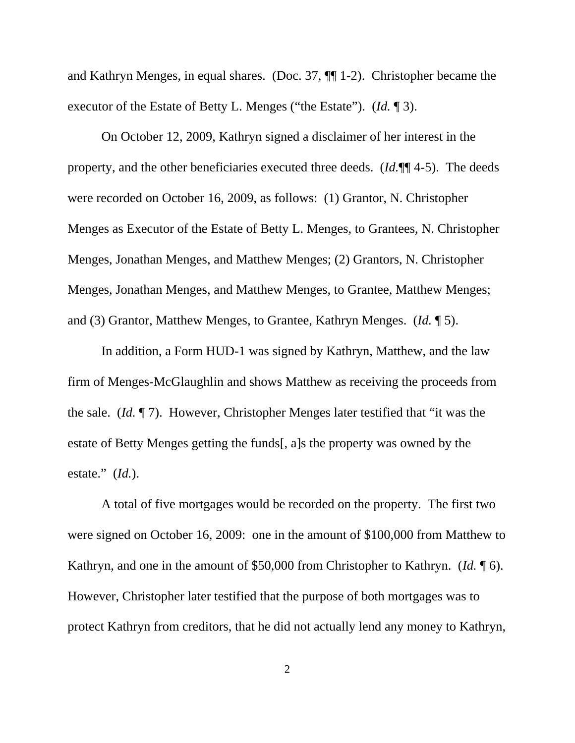and Kathryn Menges, in equal shares. (Doc. 37, ¶¶ 1-2). Christopher became the executor of the Estate of Betty L. Menges ("the Estate"). (*Id.* ¶ 3).

On October 12, 2009, Kathryn signed a disclaimer of her interest in the property, and the other beneficiaries executed three deeds. (*Id.*¶¶ 4-5). The deeds were recorded on October 16, 2009, as follows: (1) Grantor, N. Christopher Menges as Executor of the Estate of Betty L. Menges, to Grantees, N. Christopher Menges, Jonathan Menges, and Matthew Menges; (2) Grantors, N. Christopher Menges, Jonathan Menges, and Matthew Menges, to Grantee, Matthew Menges; and (3) Grantor, Matthew Menges, to Grantee, Kathryn Menges. (*Id.* ¶ 5).

In addition, a Form HUD-1 was signed by Kathryn, Matthew, and the law firm of Menges-McGlaughlin and shows Matthew as receiving the proceeds from the sale. (*Id.* ¶ 7). However, Christopher Menges later testified that "it was the estate of Betty Menges getting the funds[, a]s the property was owned by the estate." (*Id.*).

A total of five mortgages would be recorded on the property. The first two were signed on October 16, 2009: one in the amount of $100,000 from Matthew to Kathryn, and one in the amount of $50,000 from Christopher to Kathryn. (*Id.* ¶ 6). However, Christopher later testified that the purpose of both mortgages was to protect Kathryn from creditors, that he did not actually lend any money to Kathryn,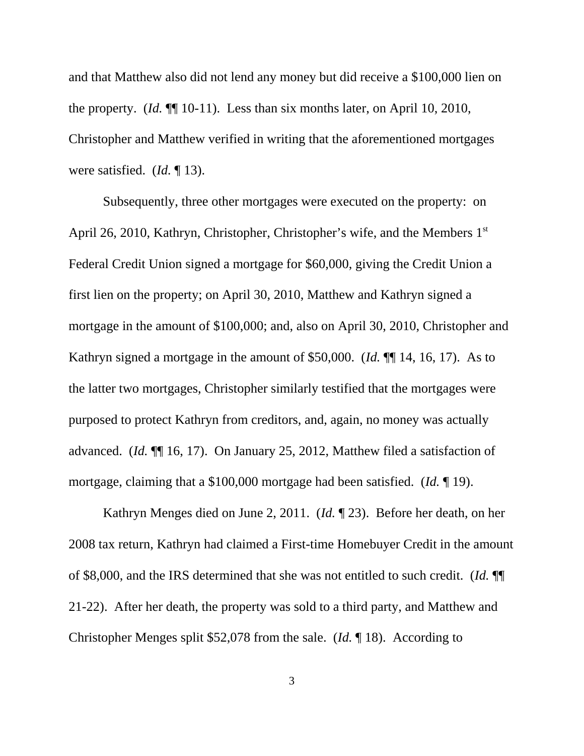and that Matthew also did not lend any money but did receive a $100,000 lien on the property. (*Id.* ¶¶ 10-11). Less than six months later, on April 10, 2010, Christopher and Matthew verified in writing that the aforementioned mortgages were satisfied. (*Id.* ¶ 13).

Subsequently, three other mortgages were executed on the property: on April 26, 2010, Kathryn, Christopher, Christopher's wife, and the Members 1st Federal Credit Union signed a mortgage for $60,000, giving the Credit Union a first lien on the property; on April 30, 2010, Matthew and Kathryn signed a mortgage in the amount of $100,000; and, also on April 30, 2010, Christopher and Kathryn signed a mortgage in the amount of $50,000. (*Id.* ¶¶ 14, 16, 17). As to the latter two mortgages, Christopher similarly testified that the mortgages were purposed to protect Kathryn from creditors, and, again, no money was actually advanced. (*Id.* ¶¶ 16, 17). On January 25, 2012, Matthew filed a satisfaction of mortgage, claiming that a $100,000 mortgage had been satisfied. (*Id.* ¶ 19).

Kathryn Menges died on June 2, 2011. (*Id.* ¶ 23). Before her death, on her 2008 tax return, Kathryn had claimed a First-time Homebuyer Credit in the amount of $8,000, and the IRS determined that she was not entitled to such credit. (*Id.* ¶¶ 21-22). After her death, the property was sold to a third party, and Matthew and Christopher Menges split $52,078 from the sale. (*Id.* ¶ 18). According to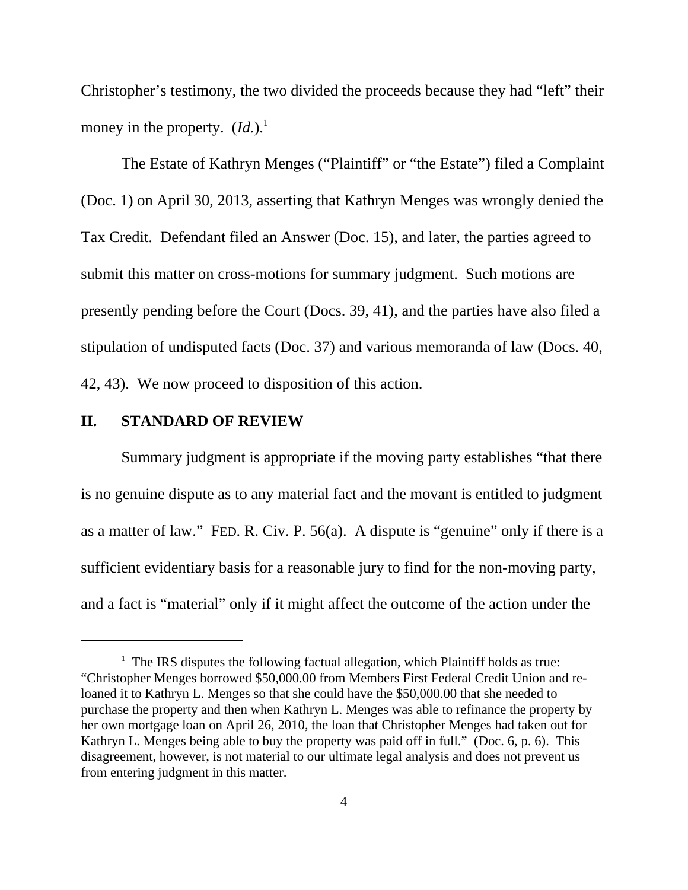Christopher's testimony, the two divided the proceeds because they had "left" their money in the property. (*Id.*).[1]

The Estate of Kathryn Menges ("Plaintiff" or "the Estate") filed a Complaint (Doc. 1) on April 30, 2013, asserting that Kathryn Menges was wrongly denied the Tax Credit. Defendant filed an Answer (Doc. 15), and later, the parties agreed to submit this matter on cross-motions for summary judgment. Such motions are presently pending before the Court (Docs. 39, 41), and the parties have also filed a stipulation of undisputed facts (Doc. 37) and various memoranda of law (Docs. 40, 42, 43). We now proceed to disposition of this action.

## II. STANDARD OF REVIEW

Summary judgment is appropriate if the moving party establishes "that there is no genuine dispute as to any material fact and the movant is entitled to judgment as a matter of law." FED. R. Civ. P. 56(a). A dispute is "genuine" only if there is a sufficient evidentiary basis for a reasonable jury to find for the non-moving party, and a fact is "material" only if it might affect the outcome of the action under the

---

[1] The IRS disputes the following factual allegation, which Plaintiff holds as true: "Christopher Menges borrowed $50,000.00 from Members First Federal Credit Union and re-loaned it to Kathryn L. Menges so that she could have the $50,000.00 that she needed to purchase the property and then when Kathryn L. Menges was able to refinance the property by her own mortgage loan on April 26, 2010, the loan that Christopher Menges had taken out for Kathryn L. Menges being able to buy the property was paid off in full." (Doc. 6, p. 6). This disagreement, however, is not material to our ultimate legal analysis and does not prevent us from entering judgment in this matter.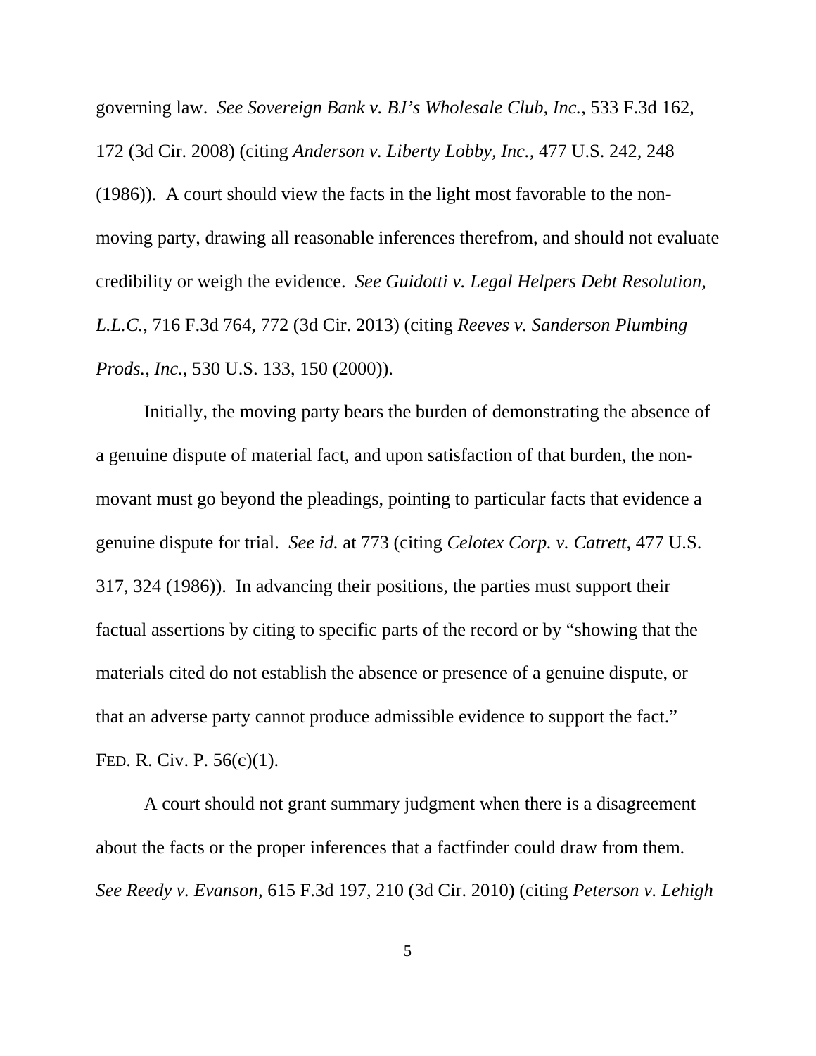governing law. *See Sovereign Bank v. BJ's Wholesale Club, Inc.*, 533 F.3d 162, 172 (3d Cir. 2008) (citing *Anderson v. Liberty Lobby, Inc.*, 477 U.S. 242, 248 (1986)). A court should view the facts in the light most favorable to the non-moving party, drawing all reasonable inferences therefrom, and should not evaluate credibility or weigh the evidence. *See Guidotti v. Legal Helpers Debt Resolution, L.L.C.*, 716 F.3d 764, 772 (3d Cir. 2013) (citing *Reeves v. Sanderson Plumbing Prods., Inc.*, 530 U.S. 133, 150 (2000)).

Initially, the moving party bears the burden of demonstrating the absence of a genuine dispute of material fact, and upon satisfaction of that burden, the non-movant must go beyond the pleadings, pointing to particular facts that evidence a genuine dispute for trial. *See id.* at 773 (citing *Celotex Corp. v. Catrett*, 477 U.S. 317, 324 (1986)). In advancing their positions, the parties must support their factual assertions by citing to specific parts of the record or by "showing that the materials cited do not establish the absence or presence of a genuine dispute, or that an adverse party cannot produce admissible evidence to support the fact." FED. R. CIV. P. 56(c)(1).

A court should not grant summary judgment when there is a disagreement about the facts or the proper inferences that a factfinder could draw from them. *See Reedy v. Evanson*, 615 F.3d 197, 210 (3d Cir. 2010) (citing *Peterson v. Lehigh*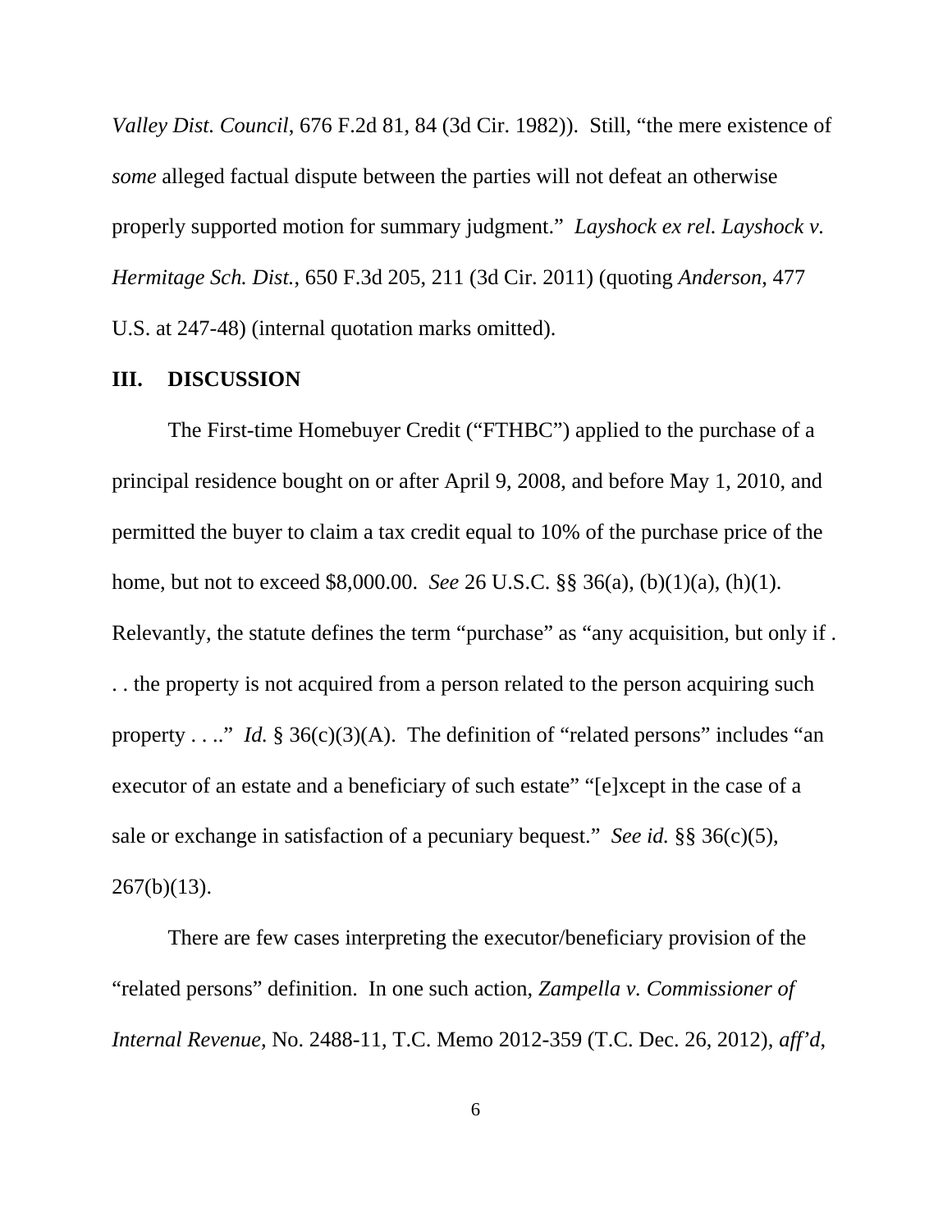*Valley Dist. Council*, 676 F.2d 81, 84 (3d Cir. 1982)). Still, "the mere existence of *some* alleged factual dispute between the parties will not defeat an otherwise properly supported motion for summary judgment." *Layshock ex rel. Layshock v. Hermitage Sch. Dist.*, 650 F.3d 205, 211 (3d Cir. 2011) (quoting *Anderson*, 477 U.S. at 247-48) (internal quotation marks omitted).

## III. DISCUSSION

The First-time Homebuyer Credit ("FTHBC") applied to the purchase of a principal residence bought on or after April 9, 2008, and before May 1, 2010, and permitted the buyer to claim a tax credit equal to 10% of the purchase price of the home, but not to exceed $8,000.00. *See* 26 U.S.C. §§ 36(a), (b)(1)(a), (h)(1). Relevantly, the statute defines the term "purchase" as "any acquisition, but only if . . . the property is not acquired from a person related to the person acquiring such property . . .." *Id.* § 36(c)(3)(A). The definition of "related persons" includes "an executor of an estate and a beneficiary of such estate" "[e]xcept in the case of a sale or exchange in satisfaction of a pecuniary bequest." *See id.* §§ 36(c)(5), 267(b)(13).

There are few cases interpreting the executor/beneficiary provision of the "related persons" definition. In one such action, *Zampella v. Commissioner of Internal Revenue*, No. 2488-11, T.C. Memo 2012-359 (T.C. Dec. 26, 2012), *aff'd*,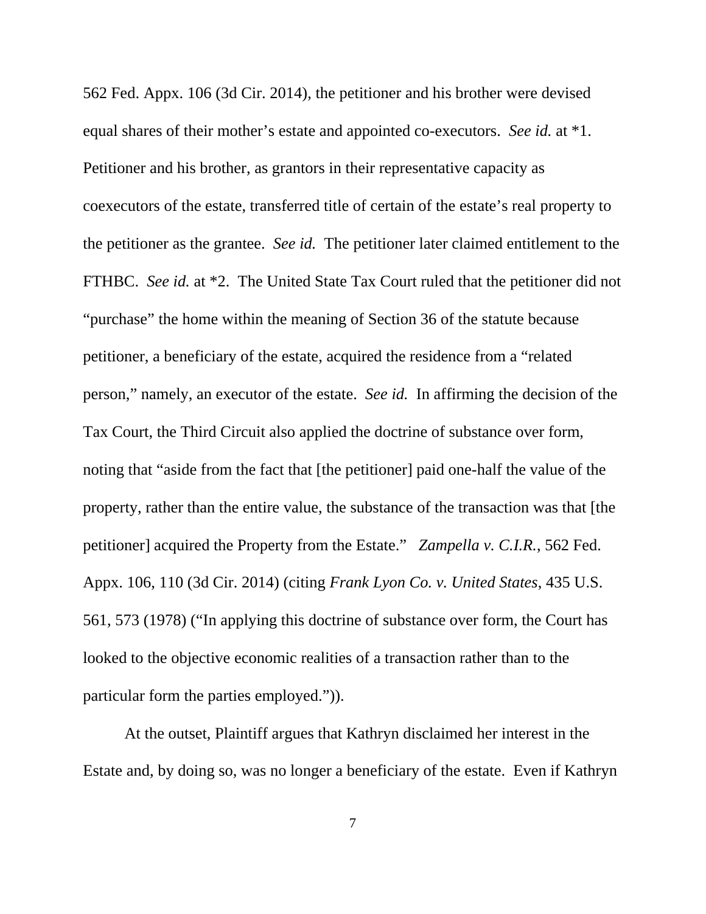562 Fed. Appx. 106 (3d Cir. 2014), the petitioner and his brother were devised equal shares of their mother's estate and appointed co-executors. *See id.* at *1. Petitioner and his brother, as grantors in their representative capacity as coexecutors of the estate, transferred title of certain of the estate's real property to the petitioner as the grantee. *See id.* The petitioner later claimed entitlement to the FTHBC. *See id.* at *2. The United State Tax Court ruled that the petitioner did not "purchase" the home within the meaning of Section 36 of the statute because petitioner, a beneficiary of the estate, acquired the residence from a "related person," namely, an executor of the estate. *See id.* In affirming the decision of the Tax Court, the Third Circuit also applied the doctrine of substance over form, noting that "aside from the fact that [the petitioner] paid one-half the value of the property, rather than the entire value, the substance of the transaction was that [the petitioner] acquired the Property from the Estate." *Zampella v. C.I.R.*, 562 Fed. Appx. 106, 110 (3d Cir. 2014) (citing *Frank Lyon Co. v. United States*, 435 U.S. 561, 573 (1978) ("In applying this doctrine of substance over form, the Court has looked to the objective economic realities of a transaction rather than to the particular form the parties employed.")).

At the outset, Plaintiff argues that Kathryn disclaimed her interest in the Estate and, by doing so, was no longer a beneficiary of the estate. Even if Kathryn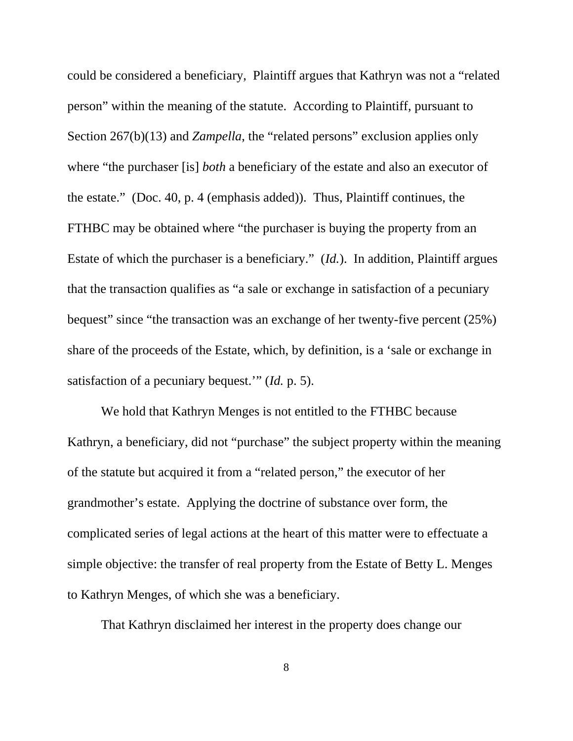could be considered a beneficiary, Plaintiff argues that Kathryn was not a "related person" within the meaning of the statute. According to Plaintiff, pursuant to Section 267(b)(13) and *Zampella*, the "related persons" exclusion applies only where "the purchaser [is] *both* a beneficiary of the estate and also an executor of the estate." (Doc. 40, p. 4 (emphasis added)). Thus, Plaintiff continues, the FTHBC may be obtained where "the purchaser is buying the property from an Estate of which the purchaser is a beneficiary." (*Id.*). In addition, Plaintiff argues that the transaction qualifies as "a sale or exchange in satisfaction of a pecuniary bequest" since "the transaction was an exchange of her twenty-five percent (25%) share of the proceeds of the Estate, which, by definition, is a 'sale or exchange in satisfaction of a pecuniary bequest.'" (*Id.* p. 5).

We hold that Kathryn Menges is not entitled to the FTHBC because Kathryn, a beneficiary, did not "purchase" the subject property within the meaning of the statute but acquired it from a "related person," the executor of her grandmother's estate. Applying the doctrine of substance over form, the complicated series of legal actions at the heart of this matter were to effectuate a simple objective: the transfer of real property from the Estate of Betty L. Menges to Kathryn Menges, of which she was a beneficiary.

That Kathryn disclaimed her interest in the property does change our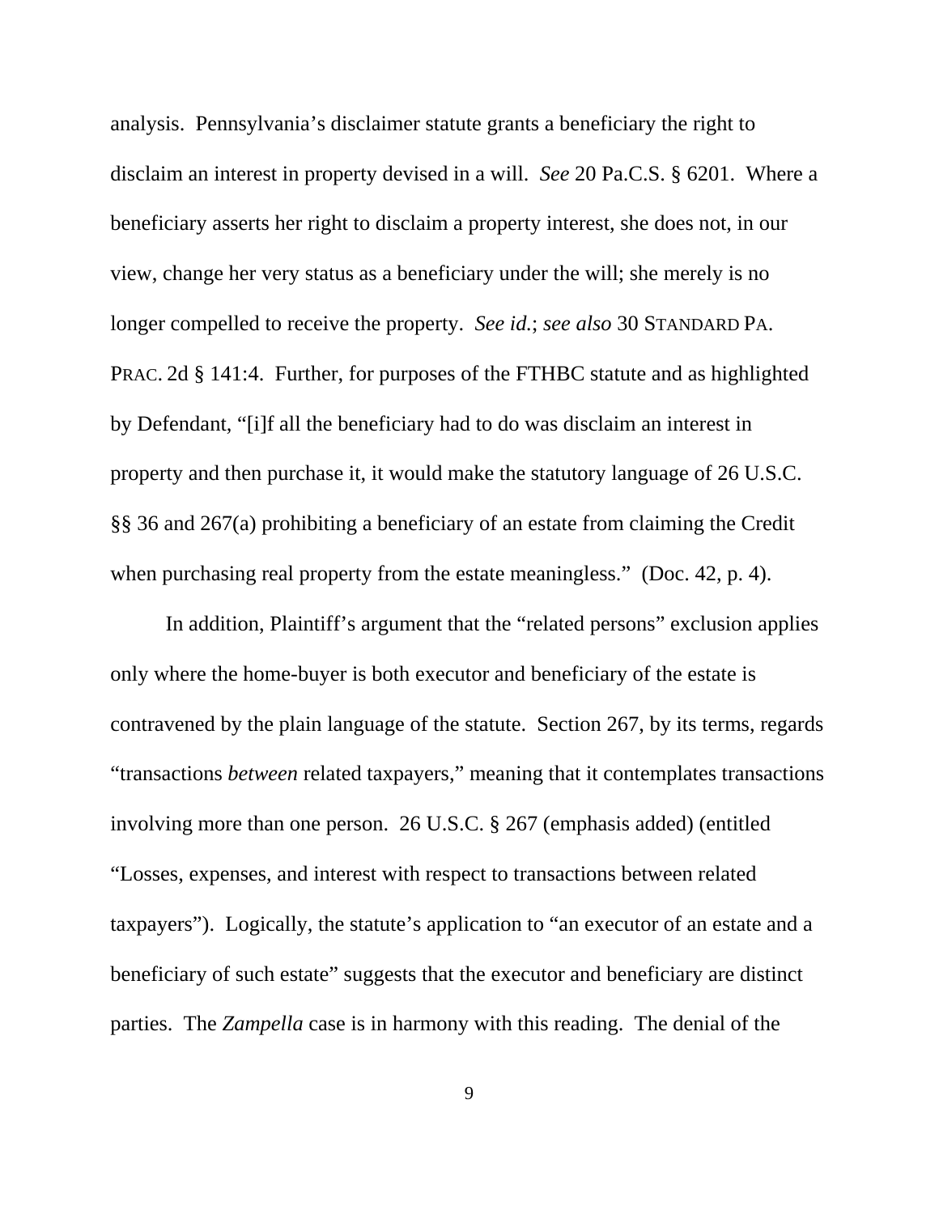analysis. Pennsylvania's disclaimer statute grants a beneficiary the right to disclaim an interest in property devised in a will. *See* 20 Pa.C.S. § 6201. Where a beneficiary asserts her right to disclaim a property interest, she does not, in our view, change her very status as a beneficiary under the will; she merely is no longer compelled to receive the property. *See id.*; *see also* 30 STANDARD PA. PRAC. 2d § 141:4. Further, for purposes of the FTHBC statute and as highlighted by Defendant, "[i]f all the beneficiary had to do was disclaim an interest in property and then purchase it, it would make the statutory language of 26 U.S.C. §§ 36 and 267(a) prohibiting a beneficiary of an estate from claiming the Credit when purchasing real property from the estate meaningless." (Doc. 42, p. 4).

In addition, Plaintiff's argument that the "related persons" exclusion applies only where the home-buyer is both executor and beneficiary of the estate is contravened by the plain language of the statute. Section 267, by its terms, regards "transactions *between* related taxpayers," meaning that it contemplates transactions involving more than one person. 26 U.S.C. § 267 (emphasis added) (entitled "Losses, expenses, and interest with respect to transactions between related taxpayers"). Logically, the statute's application to "an executor of an estate and a beneficiary of such estate" suggests that the executor and beneficiary are distinct parties. The *Zampella* case is in harmony with this reading. The denial of the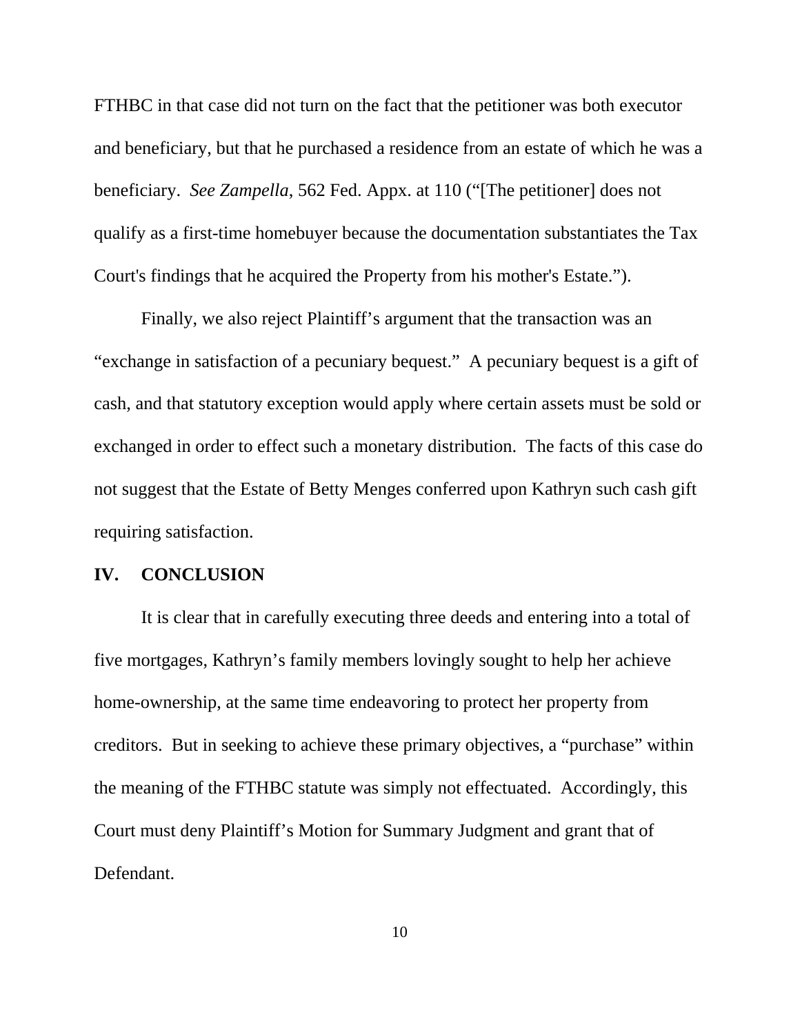FTHBC in that case did not turn on the fact that the petitioner was both executor and beneficiary, but that he purchased a residence from an estate of which he was a beneficiary. *See Zampella*, 562 Fed. Appx. at 110 ("[The petitioner] does not qualify as a first-time homebuyer because the documentation substantiates the Tax Court's findings that he acquired the Property from his mother's Estate.").

Finally, we also reject Plaintiff's argument that the transaction was an "exchange in satisfaction of a pecuniary bequest." A pecuniary bequest is a gift of cash, and that statutory exception would apply where certain assets must be sold or exchanged in order to effect such a monetary distribution. The facts of this case do not suggest that the Estate of Betty Menges conferred upon Kathryn such cash gift requiring satisfaction.

## IV. CONCLUSION

It is clear that in carefully executing three deeds and entering into a total of five mortgages, Kathryn's family members lovingly sought to help her achieve home-ownership, at the same time endeavoring to protect her property from creditors. But in seeking to achieve these primary objectives, a "purchase" within the meaning of the FTHBC statute was simply not effectuated. Accordingly, this Court must deny Plaintiff's Motion for Summary Judgment and grant that of Defendant.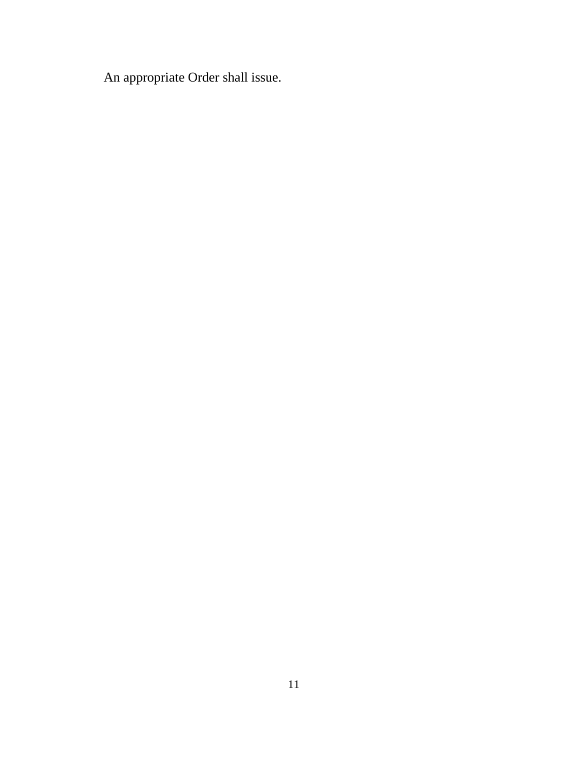An appropriate Order shall issue.